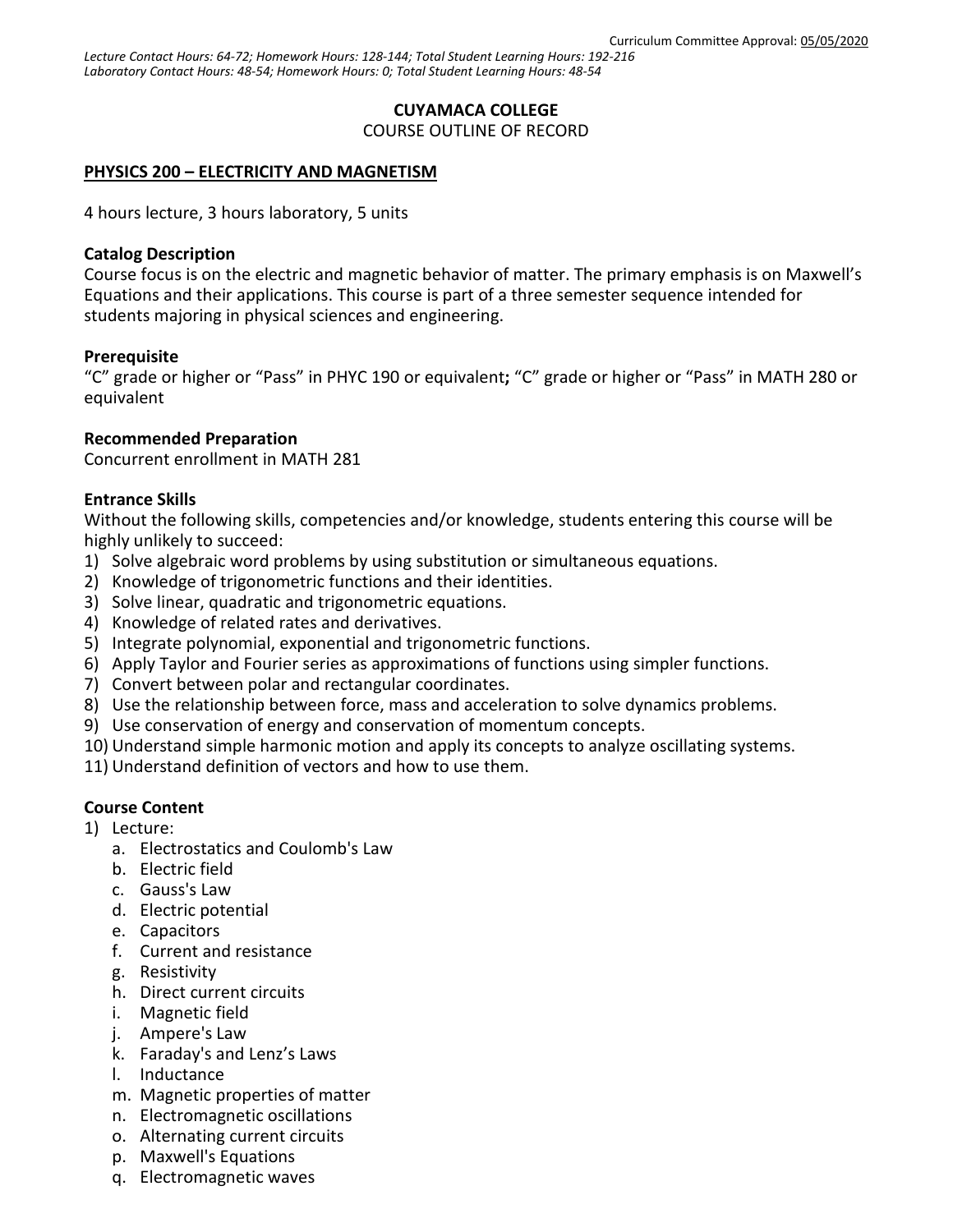Curriculum Committee Approval: 05/05/2020

*Lecture Contact Hours: 64-72; Homework Hours: 128-144; Total Student Learning Hours: 192-216*
*Laboratory Contact Hours: 48-54; Homework Hours: 0; Total Student Learning Hours: 48-54*

**CUYAMACA COLLEGE**
COURSE OUTLINE OF RECORD

**PHYSICS 200 – ELECTRICITY AND MAGNETISM**

4 hours lecture, 3 hours laboratory, 5 units

**Catalog Description**
Course focus is on the electric and magnetic behavior of matter. The primary emphasis is on Maxwell's Equations and their applications. This course is part of a three semester sequence intended for students majoring in physical sciences and engineering.

**Prerequisite**
"C" grade or higher or "Pass" in PHYC 190 or equivalent**;** "C" grade or higher or "Pass" in MATH 280 or equivalent

**Recommended Preparation**
Concurrent enrollment in MATH 281

**Entrance Skills**
Without the following skills, competencies and/or knowledge, students entering this course will be highly unlikely to succeed:

1) Solve algebraic word problems by using substitution or simultaneous equations.
2) Knowledge of trigonometric functions and their identities.
3) Solve linear, quadratic and trigonometric equations.
4) Knowledge of related rates and derivatives.
5) Integrate polynomial, exponential and trigonometric functions.
6) Apply Taylor and Fourier series as approximations of functions using simpler functions.
7) Convert between polar and rectangular coordinates.
8) Use the relationship between force, mass and acceleration to solve dynamics problems.
9) Use conservation of energy and conservation of momentum concepts.
10) Understand simple harmonic motion and apply its concepts to analyze oscillating systems.
11) Understand definition of vectors and how to use them.

**Course Content**

1) Lecture:
   a. Electrostatics and Coulomb's Law
   b. Electric field
   c. Gauss's Law
   d. Electric potential
   e. Capacitors
   f. Current and resistance
   g. Resistivity
   h. Direct current circuits
   i. Magnetic field
   j. Ampere's Law
   k. Faraday's and Lenz's Laws
   l. Inductance
   m. Magnetic properties of matter
   n. Electromagnetic oscillations
   o. Alternating current circuits
   p. Maxwell's Equations
   q. Electromagnetic waves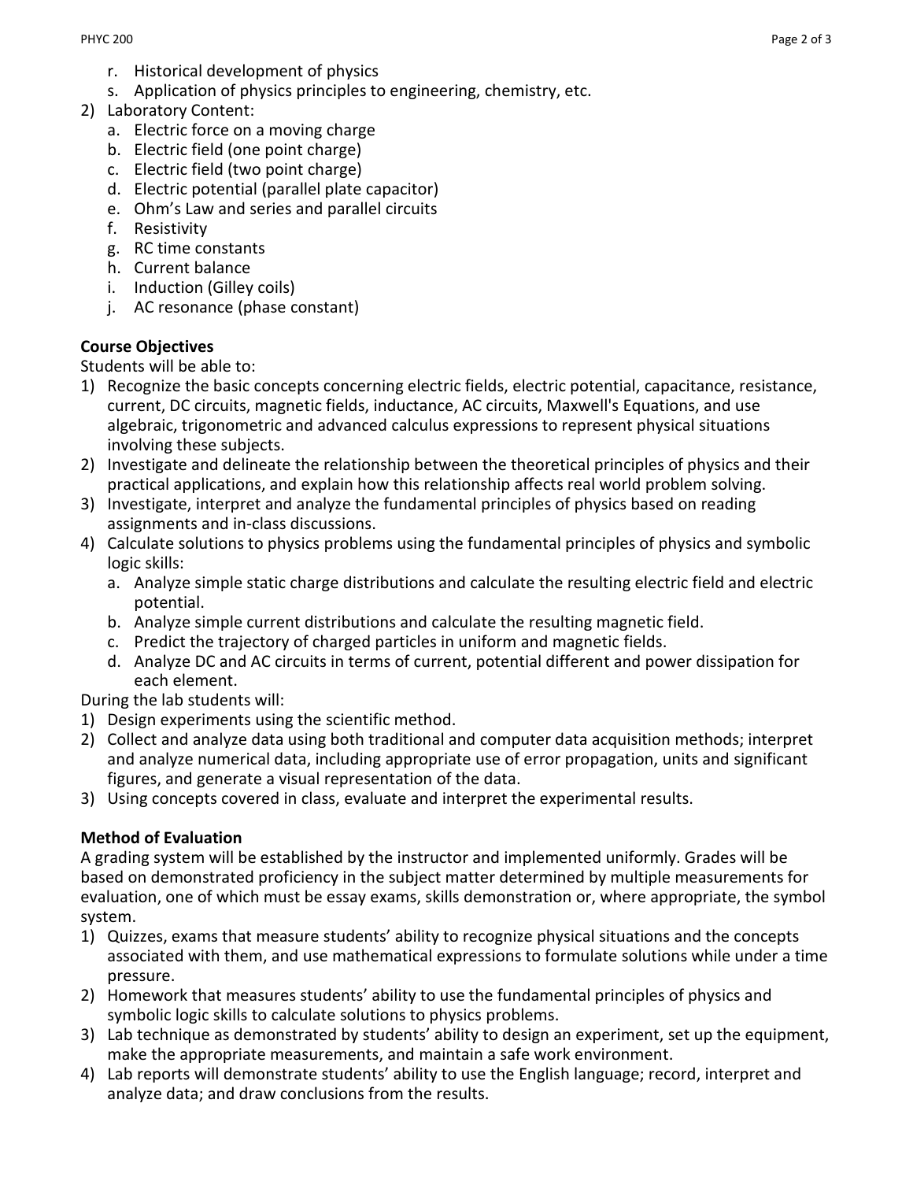r. Historical development of physics
   s. Application of physics principles to engineering, chemistry, etc.

2) Laboratory Content:
   a. Electric force on a moving charge
   b. Electric field (one point charge)
   c. Electric field (two point charge)
   d. Electric potential (parallel plate capacitor)
   e. Ohm's Law and series and parallel circuits
   f. Resistivity
   g. RC time constants
   h. Current balance
   i. Induction (Gilley coils)
   j. AC resonance (phase constant)

**Course Objectives**

Students will be able to:

1) Recognize the basic concepts concerning electric fields, electric potential, capacitance, resistance, current, DC circuits, magnetic fields, inductance, AC circuits, Maxwell's Equations, and use algebraic, trigonometric and advanced calculus expressions to represent physical situations involving these subjects.
2) Investigate and delineate the relationship between the theoretical principles of physics and their practical applications, and explain how this relationship affects real world problem solving.
3) Investigate, interpret and analyze the fundamental principles of physics based on reading assignments and in-class discussions.
4) Calculate solutions to physics problems using the fundamental principles of physics and symbolic logic skills:
   a. Analyze simple static charge distributions and calculate the resulting electric field and electric potential.
   b. Analyze simple current distributions and calculate the resulting magnetic field.
   c. Predict the trajectory of charged particles in uniform and magnetic fields.
   d. Analyze DC and AC circuits in terms of current, potential different and power dissipation for each element.

During the lab students will:

1) Design experiments using the scientific method.
2) Collect and analyze data using both traditional and computer data acquisition methods; interpret and analyze numerical data, including appropriate use of error propagation, units and significant figures, and generate a visual representation of the data.
3) Using concepts covered in class, evaluate and interpret the experimental results.

**Method of Evaluation**

A grading system will be established by the instructor and implemented uniformly. Grades will be based on demonstrated proficiency in the subject matter determined by multiple measurements for evaluation, one of which must be essay exams, skills demonstration or, where appropriate, the symbol system.

1) Quizzes, exams that measure students' ability to recognize physical situations and the concepts associated with them, and use mathematical expressions to formulate solutions while under a time pressure.
2) Homework that measures students' ability to use the fundamental principles of physics and symbolic logic skills to calculate solutions to physics problems.
3) Lab technique as demonstrated by students' ability to design an experiment, set up the equipment, make the appropriate measurements, and maintain a safe work environment.
4) Lab reports will demonstrate students' ability to use the English language; record, interpret and analyze data; and draw conclusions from the results.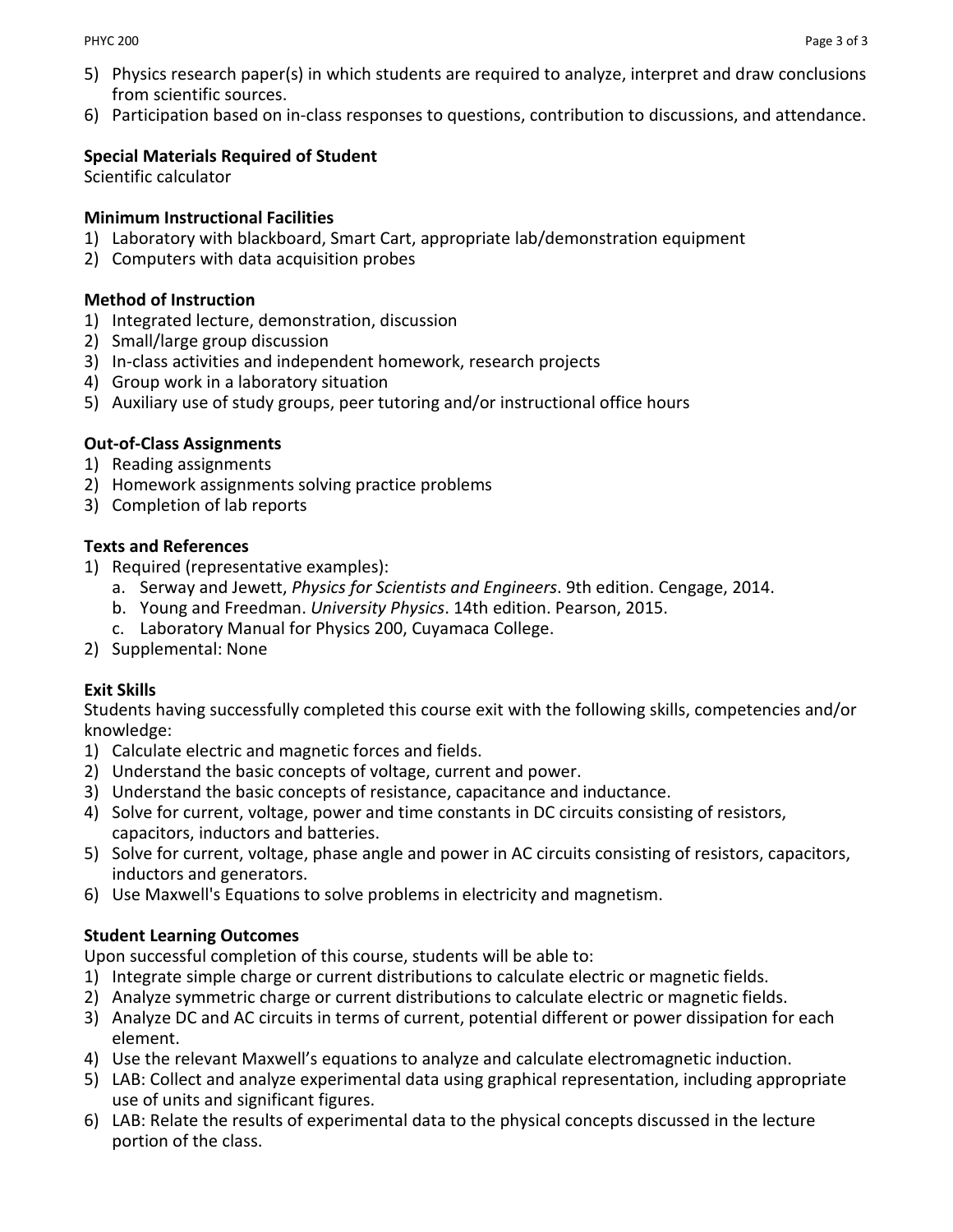5) Physics research paper(s) in which students are required to analyze, interpret and draw conclusions from scientific sources.
6) Participation based on in-class responses to questions, contribution to discussions, and attendance.

**Special Materials Required of Student**

Scientific calculator

**Minimum Instructional Facilities**

1) Laboratory with blackboard, Smart Cart, appropriate lab/demonstration equipment
2) Computers with data acquisition probes

**Method of Instruction**

1) Integrated lecture, demonstration, discussion
2) Small/large group discussion
3) In-class activities and independent homework, research projects
4) Group work in a laboratory situation
5) Auxiliary use of study groups, peer tutoring and/or instructional office hours

**Out-of-Class Assignments**

1) Reading assignments
2) Homework assignments solving practice problems
3) Completion of lab reports

**Texts and References**

1) Required (representative examples):
    a. Serway and Jewett, *Physics for Scientists and Engineers*. 9th edition. Cengage, 2014.
    b. Young and Freedman. *University Physics*. 14th edition. Pearson, 2015.
    c. Laboratory Manual for Physics 200, Cuyamaca College.
2) Supplemental: None

**Exit Skills**

Students having successfully completed this course exit with the following skills, competencies and/or knowledge:

1) Calculate electric and magnetic forces and fields.
2) Understand the basic concepts of voltage, current and power.
3) Understand the basic concepts of resistance, capacitance and inductance.
4) Solve for current, voltage, power and time constants in DC circuits consisting of resistors, capacitors, inductors and batteries.
5) Solve for current, voltage, phase angle and power in AC circuits consisting of resistors, capacitors, inductors and generators.
6) Use Maxwell's Equations to solve problems in electricity and magnetism.

**Student Learning Outcomes**

Upon successful completion of this course, students will be able to:

1) Integrate simple charge or current distributions to calculate electric or magnetic fields.
2) Analyze symmetric charge or current distributions to calculate electric or magnetic fields.
3) Analyze DC and AC circuits in terms of current, potential different or power dissipation for each element.
4) Use the relevant Maxwell's equations to analyze and calculate electromagnetic induction.
5) LAB: Collect and analyze experimental data using graphical representation, including appropriate use of units and significant figures.
6) LAB: Relate the results of experimental data to the physical concepts discussed in the lecture portion of the class.